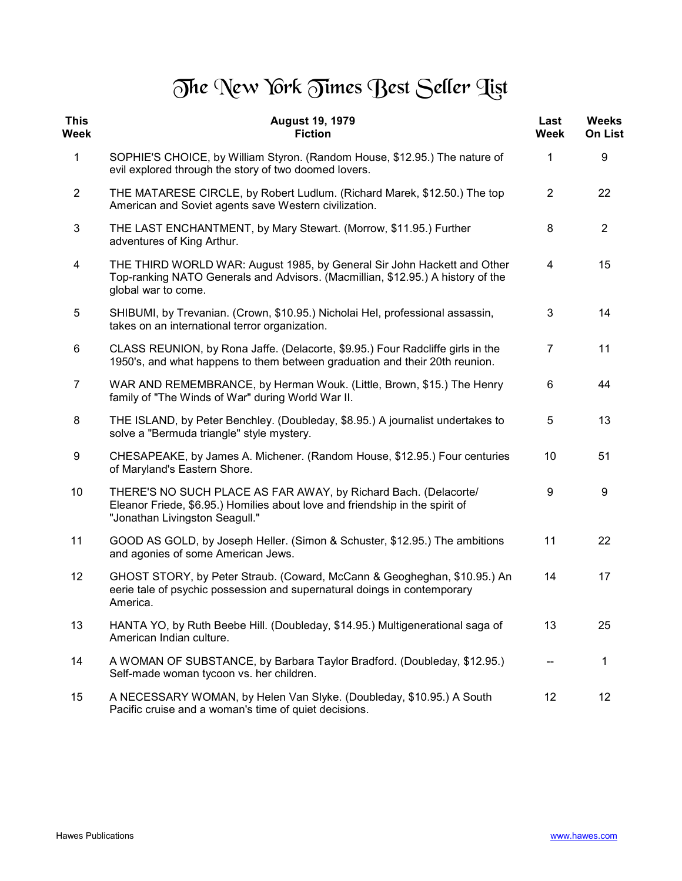# The New York Times Best Seller List

| This Week | August 19, 1979<br>Fiction | Last Week | Weeks On List |
|---|---|---|---|
| 1 | SOPHIE'S CHOICE, by William Styron. (Random House, $12.95.) The nature of evil explored through the story of two doomed lovers. | 1 | 9 |
| 2 | THE MATARESE CIRCLE, by Robert Ludlum. (Richard Marek, $12.50.) The top American and Soviet agents save Western civilization. | 2 | 22 |
| 3 | THE LAST ENCHANTMENT, by Mary Stewart. (Morrow, $11.95.) Further adventures of King Arthur. | 8 | 2 |
| 4 | THE THIRD WORLD WAR: August 1985, by General Sir John Hackett and Other Top-ranking NATO Generals and Advisors. (Macmillian, $12.95.) A history of the global war to come. | 4 | 15 |
| 5 | SHIBUMI, by Trevanian. (Crown, $10.95.) Nicholai Hel, professional assassin, takes on an international terror organization. | 3 | 14 |
| 6 | CLASS REUNION, by Rona Jaffe. (Delacorte, $9.95.) Four Radcliffe girls in the 1950's, and what happens to them between graduation and their 20th reunion. | 7 | 11 |
| 7 | WAR AND REMEMBRANCE, by Herman Wouk. (Little, Brown, $15.) The Henry family of "The Winds of War" during World War II. | 6 | 44 |
| 8 | THE ISLAND, by Peter Benchley. (Doubleday, $8.95.) A journalist undertakes to solve a "Bermuda triangle" style mystery. | 5 | 13 |
| 9 | CHESAPEAKE, by James A. Michener. (Random House, $12.95.) Four centuries of Maryland's Eastern Shore. | 10 | 51 |
| 10 | THERE'S NO SUCH PLACE AS FAR AWAY, by Richard Bach. (Delacorte/ Eleanor Friede, $6.95.) Homilies about love and friendship in the spirit of "Jonathan Livingston Seagull." | 9 | 9 |
| 11 | GOOD AS GOLD, by Joseph Heller. (Simon & Schuster, $12.95.) The ambitions and agonies of some American Jews. | 11 | 22 |
| 12 | GHOST STORY, by Peter Straub. (Coward, McCann & Geogheghan, $10.95.) An eerie tale of psychic possession and supernatural doings in contemporary America. | 14 | 17 |
| 13 | HANTA YO, by Ruth Beebe Hill. (Doubleday, $14.95.) Multigenerational saga of American Indian culture. | 13 | 25 |
| 14 | A WOMAN OF SUBSTANCE, by Barbara Taylor Bradford. (Doubleday, $12.95.) Self-made woman tycoon vs. her children. | -- | 1 |
| 15 | A NECESSARY WOMAN, by Helen Van Slyke. (Doubleday, $10.95.) A South Pacific cruise and a woman's time of quiet decisions. | 12 | 12 |

Hawes Publications www.hawes.com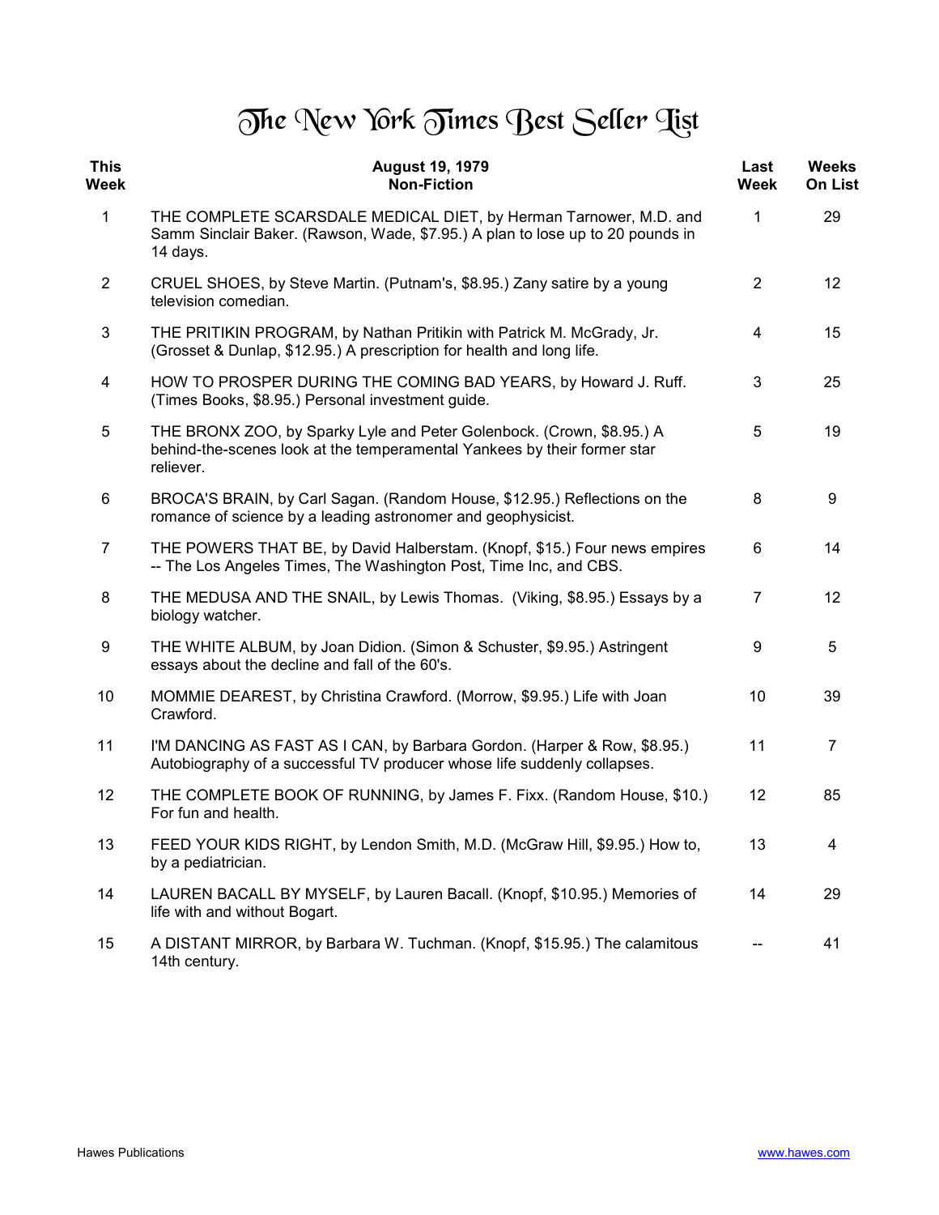# The New York Times Best Seller List

| This Week | August 19, 1979<br>Non-Fiction | Last Week | Weeks On List |
|---|---|---|---|
| 1 | THE COMPLETE SCARSDALE MEDICAL DIET, by Herman Tarnower, M.D. and Samm Sinclair Baker. (Rawson, Wade, $7.95.) A plan to lose up to 20 pounds in 14 days. | 1 | 29 |
| 2 | CRUEL SHOES, by Steve Martin. (Putnam's, $8.95.) Zany satire by a young television comedian. | 2 | 12 |
| 3 | THE PRITIKIN PROGRAM, by Nathan Pritikin with Patrick M. McGrady, Jr. (Grosset & Dunlap, $12.95.) A prescription for health and long life. | 4 | 15 |
| 4 | HOW TO PROSPER DURING THE COMING BAD YEARS, by Howard J. Ruff. (Times Books, $8.95.) Personal investment guide. | 3 | 25 |
| 5 | THE BRONX ZOO, by Sparky Lyle and Peter Golenbock. (Crown, $8.95.) A behind-the-scenes look at the temperamental Yankees by their former star reliever. | 5 | 19 |
| 6 | BROCA'S BRAIN, by Carl Sagan. (Random House, $12.95.) Reflections on the romance of science by a leading astronomer and geophysicist. | 8 | 9 |
| 7 | THE POWERS THAT BE, by David Halberstam. (Knopf, $15.) Four news empires -- The Los Angeles Times, The Washington Post, Time Inc, and CBS. | 6 | 14 |
| 8 | THE MEDUSA AND THE SNAIL, by Lewis Thomas. (Viking, $8.95.) Essays by a biology watcher. | 7 | 12 |
| 9 | THE WHITE ALBUM, by Joan Didion. (Simon & Schuster, $9.95.) Astringent essays about the decline and fall of the 60's. | 9 | 5 |
| 10 | MOMMIE DEAREST, by Christina Crawford. (Morrow, $9.95.) Life with Joan Crawford. | 10 | 39 |
| 11 | I'M DANCING AS FAST AS I CAN, by Barbara Gordon. (Harper & Row, $8.95.) Autobiography of a successful TV producer whose life suddenly collapses. | 11 | 7 |
| 12 | THE COMPLETE BOOK OF RUNNING, by James F. Fixx. (Random House, $10.) For fun and health. | 12 | 85 |
| 13 | FEED YOUR KIDS RIGHT, by Lendon Smith, M.D. (McGraw Hill, $9.95.) How to, by a pediatrician. | 13 | 4 |
| 14 | LAUREN BACALL BY MYSELF, by Lauren Bacall. (Knopf, $10.95.) Memories of life with and without Bogart. | 14 | 29 |
| 15 | A DISTANT MIRROR, by Barbara W. Tuchman. (Knopf, $15.95.) The calamitous 14th century. | -- | 41 |